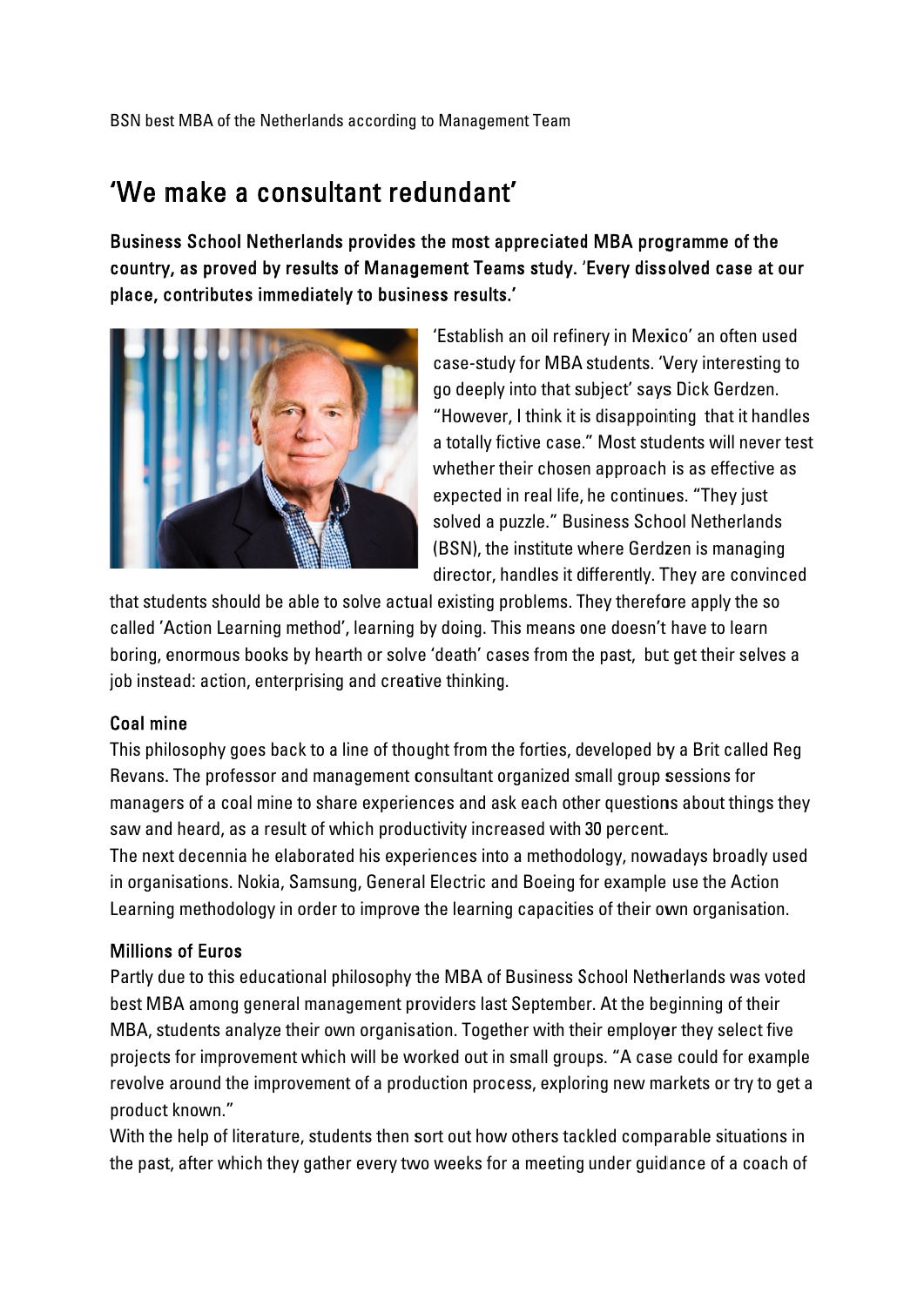BSN best MBA of the Netherlands according to Management Team

# 'We make a consultant redundant'

**Business School Netherlands provides the most appreciated MBA programme of the country, as proved by results of Management Teams study. 'Every dissolved case at our place, contributes immediately to business results.'**

'Establish an oil refinery in Mexico' an often used case-study for MBA students. 'Very interesting to go deeply into that subject' says Dick Gerdzen. "However, I think it is disappointing that it handles a totally fictive case." Most students will never test whether their chosen approach is as effective as expected in real life, he continues. "They just solved a puzzle." Business School Netherlands (BSN), the institute where Gerdzen is managing director, handles it differently. They are convinced that students should be able to solve actual existing problems. They therefore apply the so called 'Action Learning method', learning by doing. This means one doesn't have to learn boring, enormous books by hearth or solve 'death' cases from the past, but get their selves a job instead: action, enterprising and creative thinking.

## Coal mine

This philosophy goes back to a line of thought from the forties, developed by a Brit called Reg Revans. The professor and management consultant organized small group sessions for managers of a coal mine to share experiences and ask each other questions about things they saw and heard, as a result of which productivity increased with 30 percent.

The next decennia he elaborated his experiences into a methodology, nowadays broadly used in organisations. Nokia, Samsung, General Electric and Boeing for example use the Action Learning methodology in order to improve the learning capacities of their own organisation.

## Millions of Euros

Partly due to this educational philosophy the MBA of Business School Netherlands was voted best MBA among general management providers last September. At the beginning of their MBA, students analyze their own organisation. Together with their employer they select five projects for improvement which will be worked out in small groups. "A case could for example revolve around the improvement of a production process, exploring new markets or try to get a product known."

With the help of literature, students then sort out how others tackled comparable situations in the past, after which they gather every two weeks for a meeting under guidance of a coach of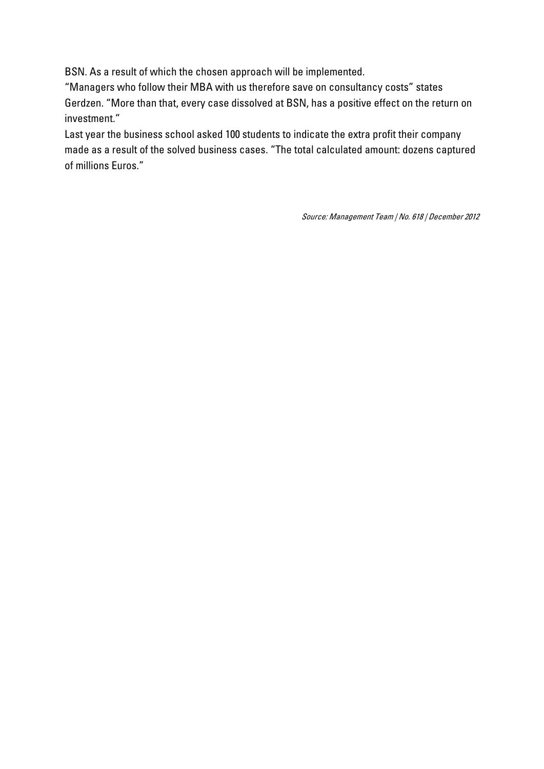BSN. As a result of which the chosen approach will be implemented.

"Managers who follow their MBA with us therefore save on consultancy costs" states Gerdzen. "More than that, every case dissolved at BSN, has a positive effect on the return on investment."

Last year the business school asked 100 students to indicate the extra profit their company made as a result of the solved business cases. "The total calculated amount: dozens captured of millions Euros."

*Source: Management Team | No. 618 | December 2012*